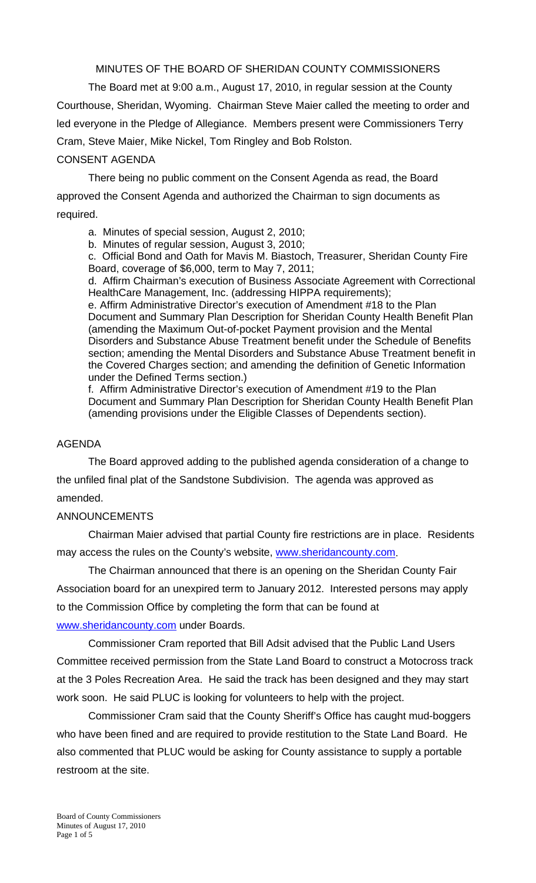# MINUTES OF THE BOARD OF SHERIDAN COUNTY COMMISSIONERS

The Board met at 9:00 a.m., August 17, 2010, in regular session at the County Courthouse, Sheridan, Wyoming. Chairman Steve Maier called the meeting to order and led everyone in the Pledge of Allegiance. Members present were Commissioners Terry Cram, Steve Maier, Mike Nickel, Tom Ringley and Bob Rolston.

## CONSENT AGENDA

There being no public comment on the Consent Agenda as read, the Board approved the Consent Agenda and authorized the Chairman to sign documents as required.

a. Minutes of special session, August 2, 2010;
b. Minutes of regular session, August 3, 2010;
c. Official Bond and Oath for Mavis M. Biastoch, Treasurer, Sheridan County Fire Board, coverage of $6,000, term to May 7, 2011;
d. Affirm Chairman's execution of Business Associate Agreement with Correctional HealthCare Management, Inc. (addressing HIPPA requirements);
e. Affirm Administrative Director's execution of Amendment #18 to the Plan Document and Summary Plan Description for Sheridan County Health Benefit Plan (amending the Maximum Out-of-pocket Payment provision and the Mental Disorders and Substance Abuse Treatment benefit under the Schedule of Benefits section; amending the Mental Disorders and Substance Abuse Treatment benefit in the Covered Charges section; and amending the definition of Genetic Information under the Defined Terms section.)
f. Affirm Administrative Director's execution of Amendment #19 to the Plan Document and Summary Plan Description for Sheridan County Health Benefit Plan (amending provisions under the Eligible Classes of Dependents section).

## AGENDA

The Board approved adding to the published agenda consideration of a change to the unfiled final plat of the Sandstone Subdivision. The agenda was approved as amended.

## ANNOUNCEMENTS

Chairman Maier advised that partial County fire restrictions are in place. Residents may access the rules on the County's website, www.sheridancounty.com.

The Chairman announced that there is an opening on the Sheridan County Fair Association board for an unexpired term to January 2012. Interested persons may apply to the Commission Office by completing the form that can be found at www.sheridancounty.com under Boards.

Commissioner Cram reported that Bill Adsit advised that the Public Land Users Committee received permission from the State Land Board to construct a Motocross track at the 3 Poles Recreation Area. He said the track has been designed and they may start work soon. He said PLUC is looking for volunteers to help with the project.

Commissioner Cram said that the County Sheriff's Office has caught mud-boggers who have been fined and are required to provide restitution to the State Land Board. He also commented that PLUC would be asking for County assistance to supply a portable restroom at the site.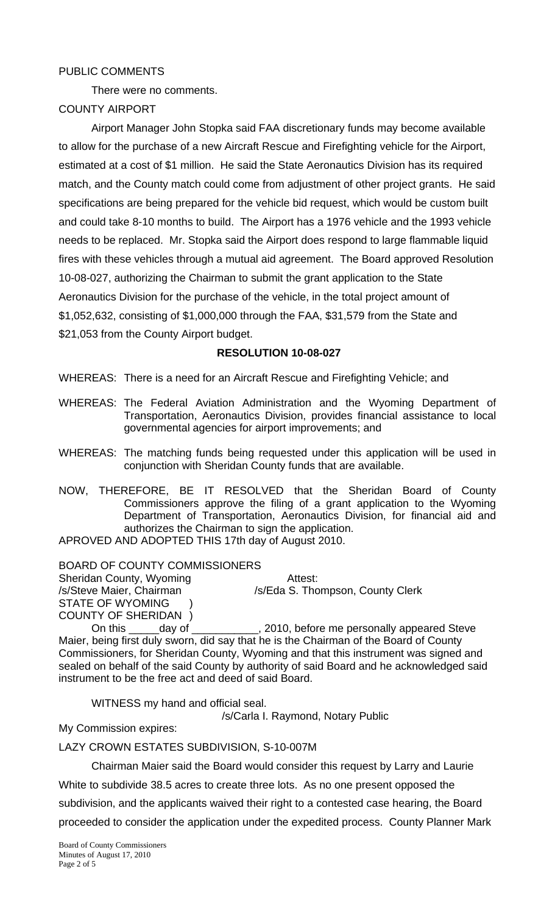PUBLIC COMMENTS

There were no comments.

COUNTY AIRPORT

Airport Manager John Stopka said FAA discretionary funds may become available to allow for the purchase of a new Aircraft Rescue and Firefighting vehicle for the Airport, estimated at a cost of $1 million. He said the State Aeronautics Division has its required match, and the County match could come from adjustment of other project grants. He said specifications are being prepared for the vehicle bid request, which would be custom built and could take 8-10 months to build. The Airport has a 1976 vehicle and the 1993 vehicle needs to be replaced. Mr. Stopka said the Airport does respond to large flammable liquid fires with these vehicles through a mutual aid agreement. The Board approved Resolution 10-08-027, authorizing the Chairman to submit the grant application to the State Aeronautics Division for the purchase of the vehicle, in the total project amount of $1,052,632, consisting of $1,000,000 through the FAA, $31,579 from the State and $21,053 from the County Airport budget.

**RESOLUTION 10-08-027**

WHEREAS: There is a need for an Aircraft Rescue and Firefighting Vehicle; and

WHEREAS: The Federal Aviation Administration and the Wyoming Department of Transportation, Aeronautics Division, provides financial assistance to local governmental agencies for airport improvements; and

WHEREAS: The matching funds being requested under this application will be used in conjunction with Sheridan County funds that are available.

NOW, THEREFORE, BE IT RESOLVED that the Sheridan Board of County Commissioners approve the filing of a grant application to the Wyoming Department of Transportation, Aeronautics Division, for financial aid and authorizes the Chairman to sign the application.

APROVED AND ADOPTED THIS 17th day of August 2010.

BOARD OF COUNTY COMMISSIONERS
Sheridan County, Wyoming
/s/Steve Maier, Chairman

Attest:
/s/Eda S. Thompson, County Clerk

STATE OF WYOMING )
COUNTY OF SHERIDAN )

On this _____day of ___________, 2010, before me personally appeared Steve Maier, being first duly sworn, did say that he is the Chairman of the Board of County Commissioners, for Sheridan County, Wyoming and that this instrument was signed and sealed on behalf of the said County by authority of said Board and he acknowledged said instrument to be the free act and deed of said Board.

WITNESS my hand and official seal.

/s/Carla I. Raymond, Notary Public

My Commission expires:

LAZY CROWN ESTATES SUBDIVISION, S-10-007M

Chairman Maier said the Board would consider this request by Larry and Laurie White to subdivide 38.5 acres to create three lots. As no one present opposed the subdivision, and the applicants waived their right to a contested case hearing, the Board proceeded to consider the application under the expedited process. County Planner Mark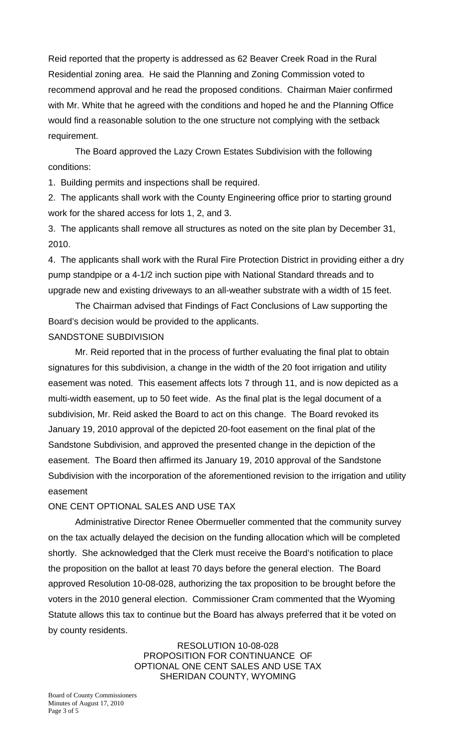Reid reported that the property is addressed as 62 Beaver Creek Road in the Rural Residential zoning area. He said the Planning and Zoning Commission voted to recommend approval and he read the proposed conditions. Chairman Maier confirmed with Mr. White that he agreed with the conditions and hoped he and the Planning Office would find a reasonable solution to the one structure not complying with the setback requirement.

The Board approved the Lazy Crown Estates Subdivision with the following conditions:

1. Building permits and inspections shall be required.
2. The applicants shall work with the County Engineering office prior to starting ground work for the shared access for lots 1, 2, and 3.
3. The applicants shall remove all structures as noted on the site plan by December 31, 2010.
4. The applicants shall work with the Rural Fire Protection District in providing either a dry pump standpipe or a 4-1/2 inch suction pipe with National Standard threads and to upgrade new and existing driveways to an all-weather substrate with a width of 15 feet.

The Chairman advised that Findings of Fact Conclusions of Law supporting the Board's decision would be provided to the applicants.

SANDSTONE SUBDIVISION

Mr. Reid reported that in the process of further evaluating the final plat to obtain signatures for this subdivision, a change in the width of the 20 foot irrigation and utility easement was noted. This easement affects lots 7 through 11, and is now depicted as a multi-width easement, up to 50 feet wide. As the final plat is the legal document of a subdivision, Mr. Reid asked the Board to act on this change. The Board revoked its January 19, 2010 approval of the depicted 20-foot easement on the final plat of the Sandstone Subdivision, and approved the presented change in the depiction of the easement. The Board then affirmed its January 19, 2010 approval of the Sandstone Subdivision with the incorporation of the aforementioned revision to the irrigation and utility easement

ONE CENT OPTIONAL SALES AND USE TAX

Administrative Director Renee Obermueller commented that the community survey on the tax actually delayed the decision on the funding allocation which will be completed shortly. She acknowledged that the Clerk must receive the Board's notification to place the proposition on the ballot at least 70 days before the general election. The Board approved Resolution 10-08-028, authorizing the tax proposition to be brought before the voters in the 2010 general election. Commissioner Cram commented that the Wyoming Statute allows this tax to continue but the Board has always preferred that it be voted on by county residents.

RESOLUTION 10-08-028
PROPOSITION FOR CONTINUANCE OF
OPTIONAL ONE CENT SALES AND USE TAX
SHERIDAN COUNTY, WYOMING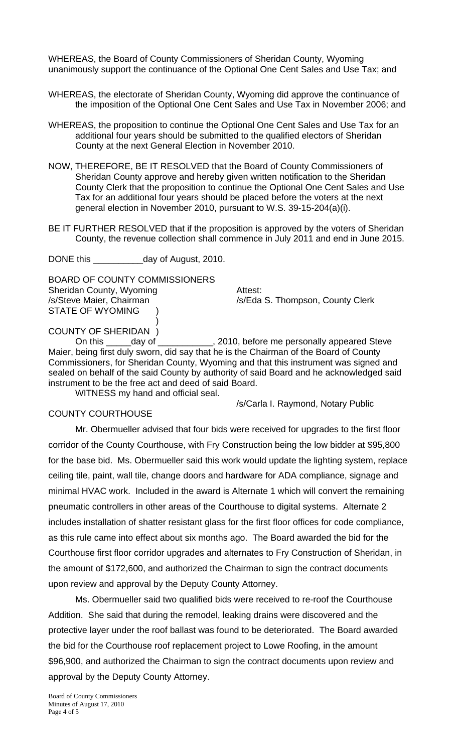WHEREAS, the Board of County Commissioners of Sheridan County, Wyoming unanimously support the continuance of the Optional One Cent Sales and Use Tax; and

WHEREAS, the electorate of Sheridan County, Wyoming did approve the continuance of the imposition of the Optional One Cent Sales and Use Tax in November 2006; and

WHEREAS, the proposition to continue the Optional One Cent Sales and Use Tax for an additional four years should be submitted to the qualified electors of Sheridan County at the next General Election in November 2010.

NOW, THEREFORE, BE IT RESOLVED that the Board of County Commissioners of Sheridan County approve and hereby given written notification to the Sheridan County Clerk that the proposition to continue the Optional One Cent Sales and Use Tax for an additional four years should be placed before the voters at the next general election in November 2010, pursuant to W.S. 39-15-204(a)(i).

BE IT FURTHER RESOLVED that if the proposition is approved by the voters of Sheridan County, the revenue collection shall commence in July 2011 and end in June 2015.

DONE this __________day of August, 2010.

BOARD OF COUNTY COMMISSIONERS
Sheridan County, Wyoming
/s/Steve Maier, Chairman

Attest:
/s/Eda S. Thompson, County Clerk

STATE OF WYOMING )
)
COUNTY OF SHERIDAN )

On this _____day of ___________, 2010, before me personally appeared Steve Maier, being first duly sworn, did say that he is the Chairman of the Board of County Commissioners, for Sheridan County, Wyoming and that this instrument was signed and sealed on behalf of the said County by authority of said Board and he acknowledged said instrument to be the free act and deed of said Board.

WITNESS my hand and official seal.

/s/Carla I. Raymond, Notary Public

COUNTY COURTHOUSE

Mr. Obermueller advised that four bids were received for upgrades to the first floor corridor of the County Courthouse, with Fry Construction being the low bidder at $95,800 for the base bid. Ms. Obermueller said this work would update the lighting system, replace ceiling tile, paint, wall tile, change doors and hardware for ADA compliance, signage and minimal HVAC work. Included in the award is Alternate 1 which will convert the remaining pneumatic controllers in other areas of the Courthouse to digital systems. Alternate 2 includes installation of shatter resistant glass for the first floor offices for code compliance, as this rule came into effect about six months ago. The Board awarded the bid for the Courthouse first floor corridor upgrades and alternates to Fry Construction of Sheridan, in the amount of $172,600, and authorized the Chairman to sign the contract documents upon review and approval by the Deputy County Attorney.

Ms. Obermueller said two qualified bids were received to re-roof the Courthouse Addition. She said that during the remodel, leaking drains were discovered and the protective layer under the roof ballast was found to be deteriorated. The Board awarded the bid for the Courthouse roof replacement project to Lowe Roofing, in the amount $96,900, and authorized the Chairman to sign the contract documents upon review and approval by the Deputy County Attorney.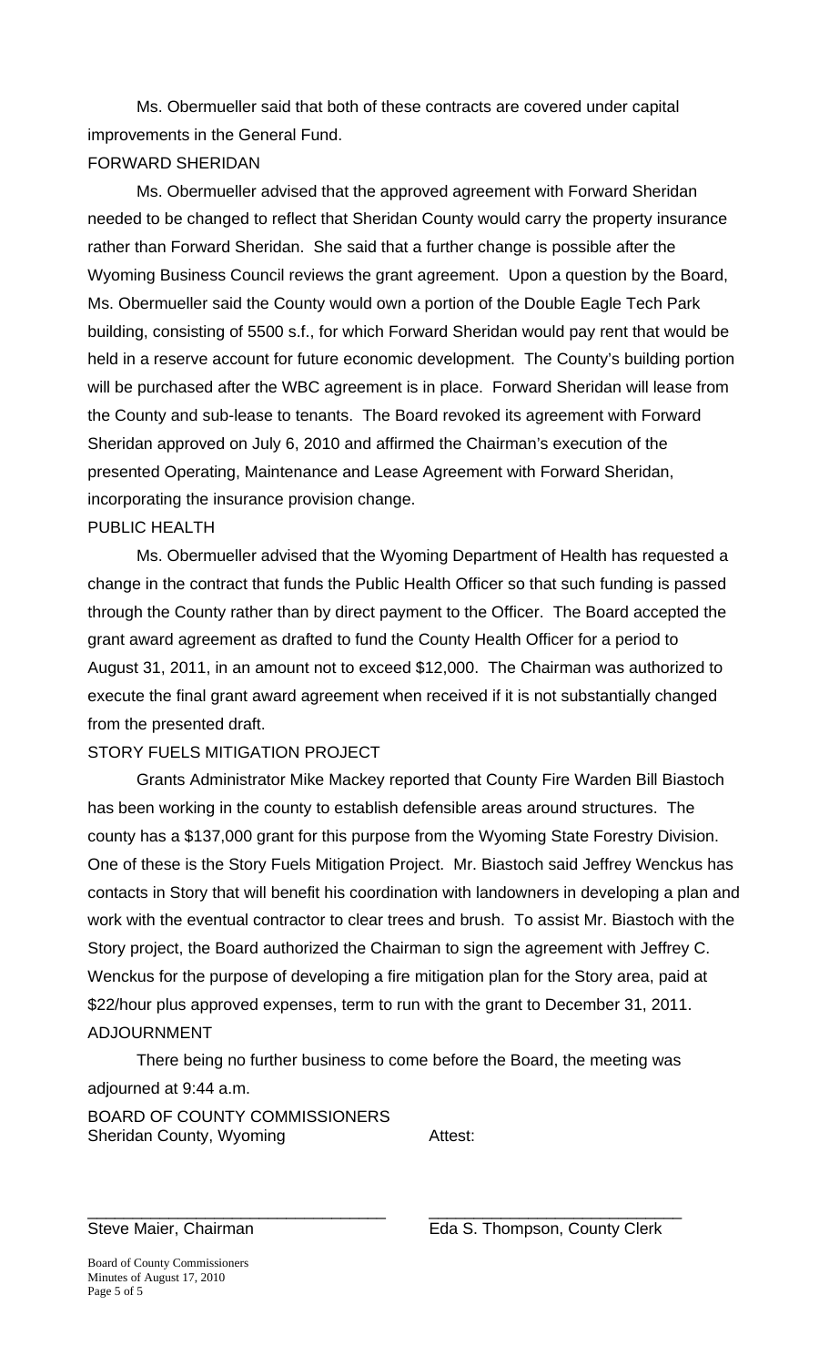Ms. Obermueller said that both of these contracts are covered under capital improvements in the General Fund.

FORWARD SHERIDAN

Ms. Obermueller advised that the approved agreement with Forward Sheridan needed to be changed to reflect that Sheridan County would carry the property insurance rather than Forward Sheridan. She said that a further change is possible after the Wyoming Business Council reviews the grant agreement. Upon a question by the Board, Ms. Obermueller said the County would own a portion of the Double Eagle Tech Park building, consisting of 5500 s.f., for which Forward Sheridan would pay rent that would be held in a reserve account for future economic development. The County's building portion will be purchased after the WBC agreement is in place. Forward Sheridan will lease from the County and sub-lease to tenants. The Board revoked its agreement with Forward Sheridan approved on July 6, 2010 and affirmed the Chairman's execution of the presented Operating, Maintenance and Lease Agreement with Forward Sheridan, incorporating the insurance provision change.

PUBLIC HEALTH

Ms. Obermueller advised that the Wyoming Department of Health has requested a change in the contract that funds the Public Health Officer so that such funding is passed through the County rather than by direct payment to the Officer. The Board accepted the grant award agreement as drafted to fund the County Health Officer for a period to August 31, 2011, in an amount not to exceed $12,000. The Chairman was authorized to execute the final grant award agreement when received if it is not substantially changed from the presented draft.

STORY FUELS MITIGATION PROJECT

Grants Administrator Mike Mackey reported that County Fire Warden Bill Biastoch has been working in the county to establish defensible areas around structures. The county has a $137,000 grant for this purpose from the Wyoming State Forestry Division. One of these is the Story Fuels Mitigation Project. Mr. Biastoch said Jeffrey Wenckus has contacts in Story that will benefit his coordination with landowners in developing a plan and work with the eventual contractor to clear trees and brush. To assist Mr. Biastoch with the Story project, the Board authorized the Chairman to sign the agreement with Jeffrey C. Wenckus for the purpose of developing a fire mitigation plan for the Story area, paid at $22/hour plus approved expenses, term to run with the grant to December 31, 2011.

ADJOURNMENT

There being no further business to come before the Board, the meeting was adjourned at 9:44 a.m.

BOARD OF COUNTY COMMISSIONERS
Sheridan County, Wyoming

Attest:

_________________________________

Steve Maier, Chairman

_________________________________

Eda S. Thompson, County Clerk